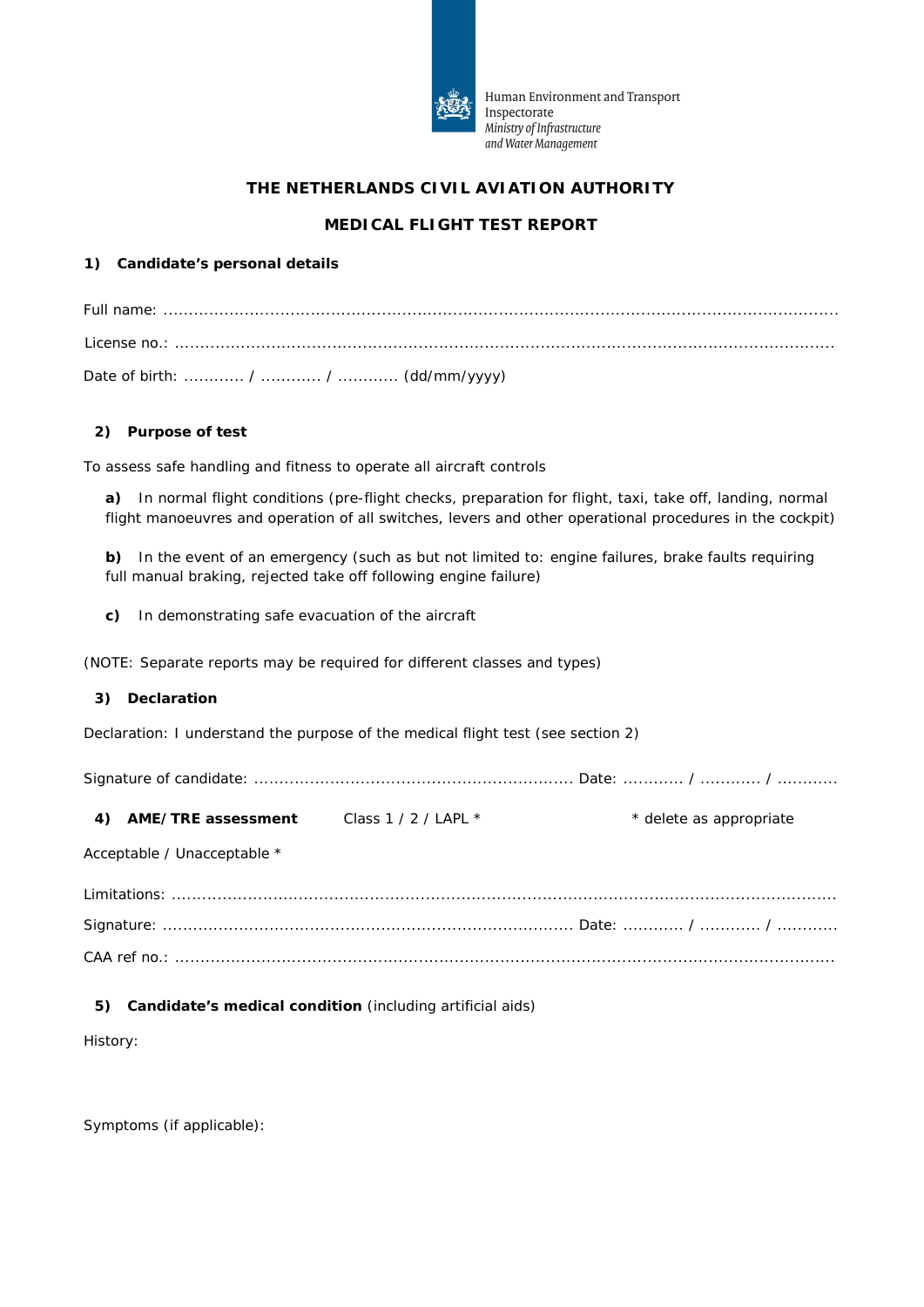Human Environment and Transport Inspectorate
*Ministry of Infrastructure and Water Management*

# THE NETHERLANDS CIVIL AVIATION AUTHORITY

## MEDICAL FLIGHT TEST REPORT

### 1) Candidate's personal details

Full name: ..........................................................................................................................................

License no.: ........................................................................................................................................

Date of birth: ............ / ............ / ............ (dd/mm/yyyy)

### 2) Purpose of test

To assess safe handling and fitness to operate all aircraft controls

**a)** In normal flight conditions (pre-flight checks, preparation for flight, taxi, take off, landing, normal flight manoeuvres and operation of all switches, levers and other operational procedures in the cockpit)

**b)** In the event of an emergency (such as but not limited to: engine failures, brake faults requiring full manual braking, rejected take off following engine failure)

**c)** In demonstrating safe evacuation of the aircraft

(NOTE: Separate reports may be required for different classes and types)

### 3) Declaration

Declaration: I understand the purpose of the medical flight test (see section 2)

Signature of candidate: ............................................................... Date: ............ / ............ / ............

### 4) AME/TRE assessment

Class 1 / 2 / LAPL * 　　　　* delete as appropriate

Acceptable / Unacceptable *

Limitations: ........................................................................................................................................

Signature: ................................................................................ Date: ............ / ............ / ............

CAA ref no.: .......................................................................................................................................

### 5) Candidate's medical condition (including artificial aids)

History:

Symptoms (if applicable):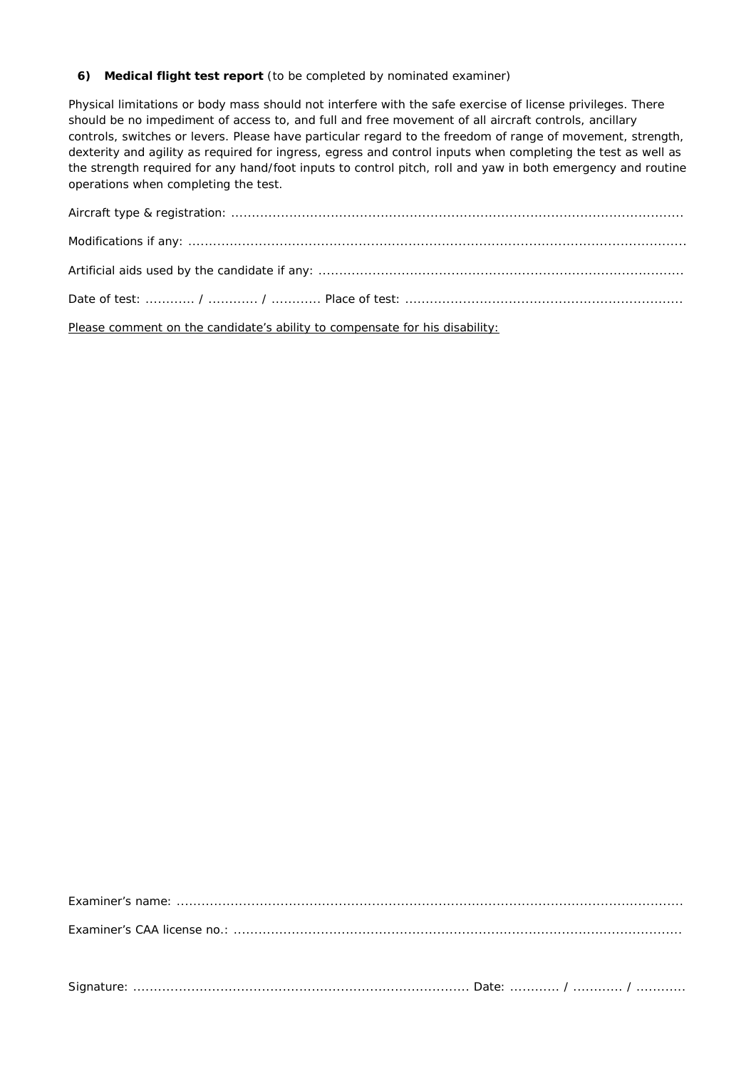**6) Medical flight test report** (to be completed by nominated examiner)

Physical limitations or body mass should not interfere with the safe exercise of license privileges. There should be no impediment of access to, and full and free movement of all aircraft controls, ancillary controls, switches or levers. Please have particular regard to the freedom of range of movement, strength, dexterity and agility as required for ingress, egress and control inputs when completing the test as well as the strength required for any hand/foot inputs to control pitch, roll and yaw in both emergency and routine operations when completing the test.

Aircraft type & registration: ..........................................................................................................

Modifications if any: .......................................................................................................................

Artificial aids used by the candidate if any: ....................................................................................

Date of test: ............ / ............ / ............ Place of test: ..................................................................

<u>Please comment on the candidate's ability to compensate for his disability:</u>

Examiner's name: ..........................................................................................................................

Examiner's CAA license no.: ..........................................................................................................

Signature: ................................................................................ Date: ............ / ............ / ............